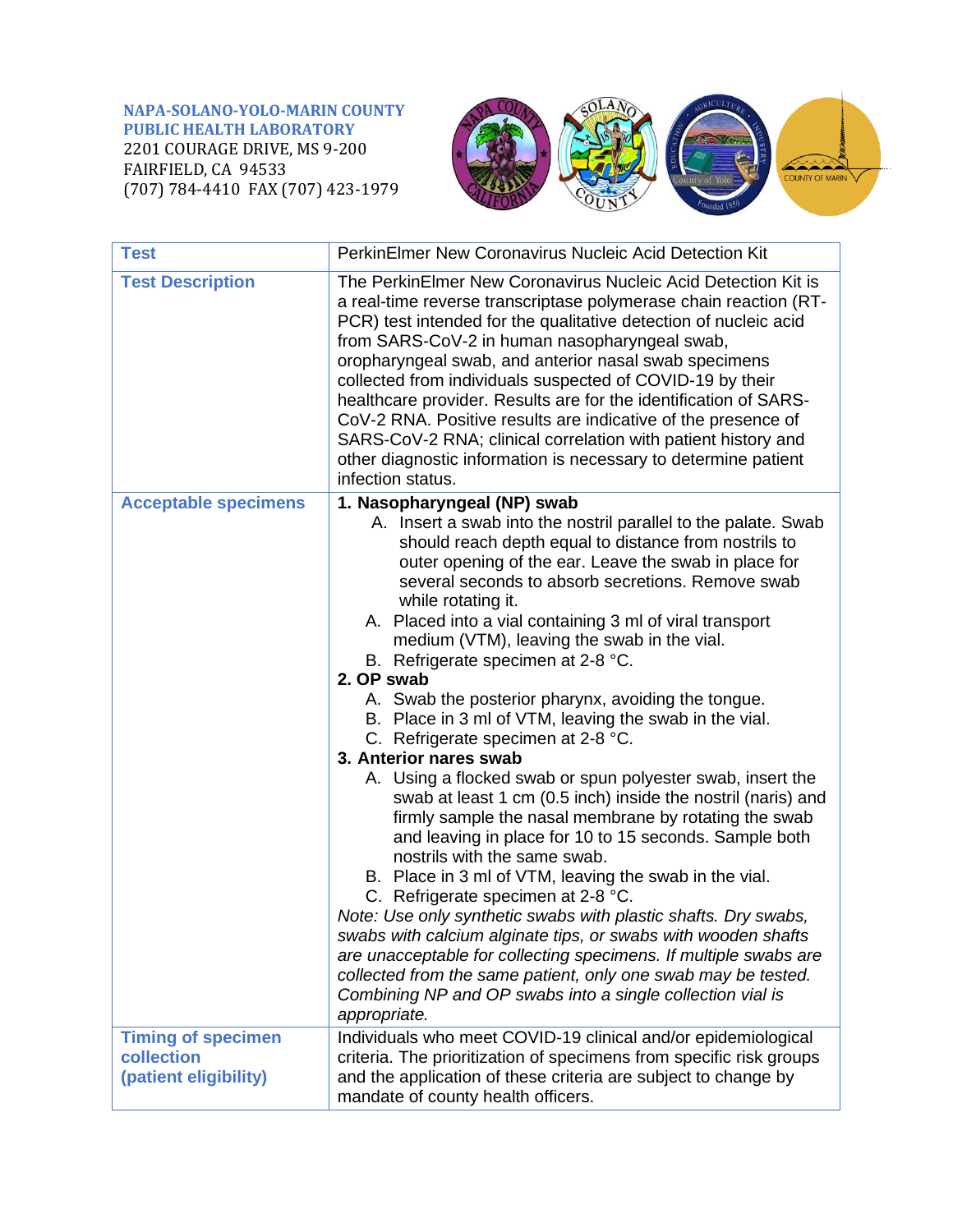**NAPA-SOLANO-YOLO-MARIN COUNTY**
**PUBLIC HEALTH LABORATORY**
2201 COURAGE DRIVE, MS 9-200
FAIRFIELD, CA 94533
(707) 784-4410 FAX (707) 423-1979

| **Test** | PerkinElmer New Coronavirus Nucleic Acid Detection Kit |
|---|---|
| **Test Description** | The PerkinElmer New Coronavirus Nucleic Acid Detection Kit is a real-time reverse transcriptase polymerase chain reaction (RT-PCR) test intended for the qualitative detection of nucleic acid from SARS-CoV-2 in human nasopharyngeal swab, oropharyngeal swab, and anterior nasal swab specimens collected from individuals suspected of COVID-19 by their healthcare provider. Results are for the identification of SARS-CoV-2 RNA. Positive results are indicative of the presence of SARS-CoV-2 RNA; clinical correlation with patient history and other diagnostic information is necessary to determine patient infection status. |
| **Acceptable specimens** | **1. Nasopharyngeal (NP) swab**<br>A. Insert a swab into the nostril parallel to the palate. Swab should reach depth equal to distance from nostrils to outer opening of the ear. Leave the swab in place for several seconds to absorb secretions. Remove swab while rotating it.<br>A. Placed into a vial containing 3 ml of viral transport medium (VTM), leaving the swab in the vial.<br>B. Refrigerate specimen at 2-8 °C.<br>**2. OP swab**<br>A. Swab the posterior pharynx, avoiding the tongue.<br>B. Place in 3 ml of VTM, leaving the swab in the vial.<br>C. Refrigerate specimen at 2-8 °C.<br>**3. Anterior nares swab**<br>A. Using a flocked swab or spun polyester swab, insert the swab at least 1 cm (0.5 inch) inside the nostril (naris) and firmly sample the nasal membrane by rotating the swab and leaving in place for 10 to 15 seconds. Sample both nostrils with the same swab.<br>B. Place in 3 ml of VTM, leaving the swab in the vial.<br>C. Refrigerate specimen at 2-8 °C.<br>*Note: Use only synthetic swabs with plastic shafts. Dry swabs, swabs with calcium alginate tips, or swabs with wooden shafts are unacceptable for collecting specimens. If multiple swabs are collected from the same patient, only one swab may be tested. Combining NP and OP swabs into a single collection vial is appropriate.* |
| **Timing of specimen collection (patient eligibility)** | Individuals who meet COVID-19 clinical and/or epidemiological criteria. The prioritization of specimens from specific risk groups and the application of these criteria are subject to change by mandate of county health officers. |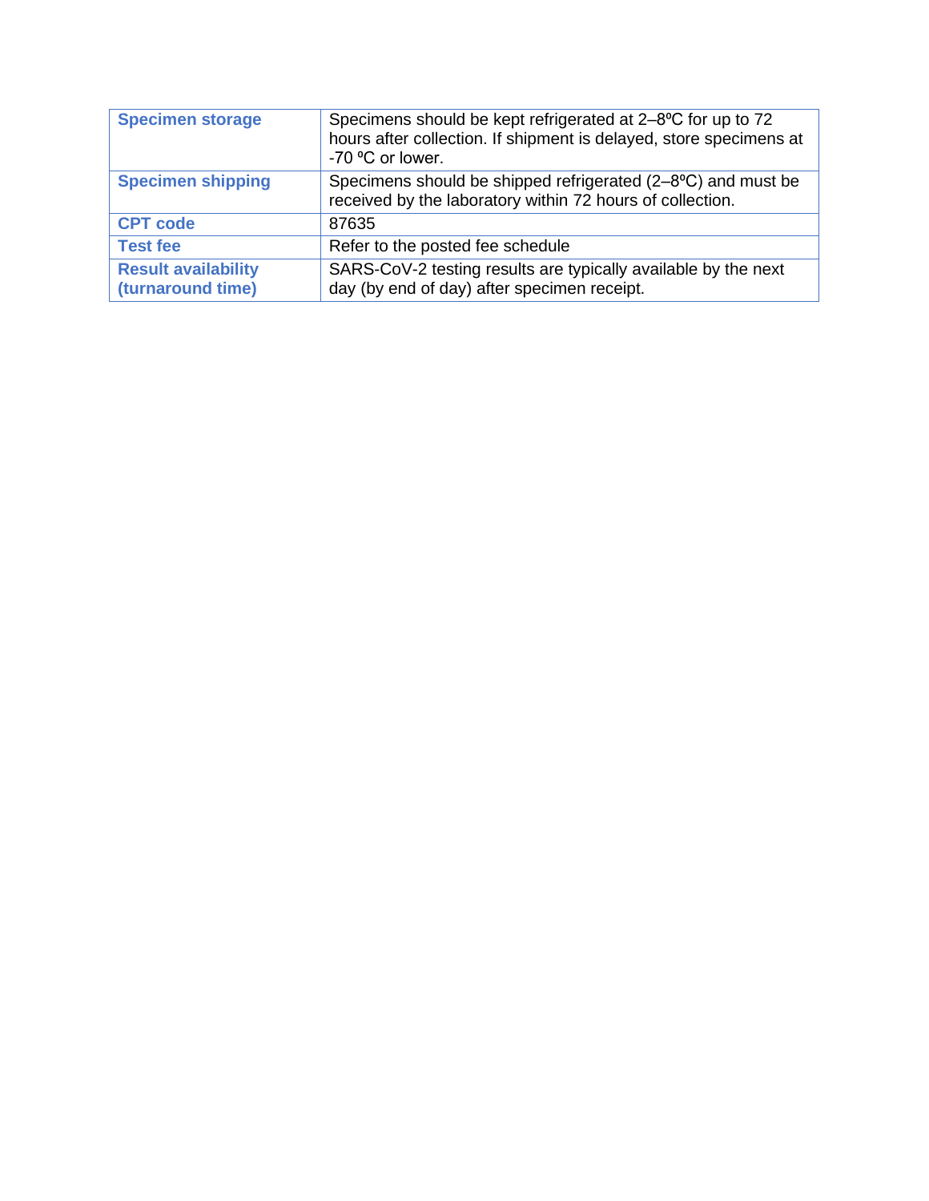| | |
|---|---|
| **Specimen storage** | Specimens should be kept refrigerated at 2–8ºC for up to 72 hours after collection. If shipment is delayed, store specimens at -70 ºC or lower. |
| **Specimen shipping** | Specimens should be shipped refrigerated (2–8ºC) and must be received by the laboratory within 72 hours of collection. |
| **CPT code** | 87635 |
| **Test fee** | Refer to the posted fee schedule |
| **Result availability (turnaround time)** | SARS-CoV-2 testing results are typically available by the next day (by end of day) after specimen receipt. |